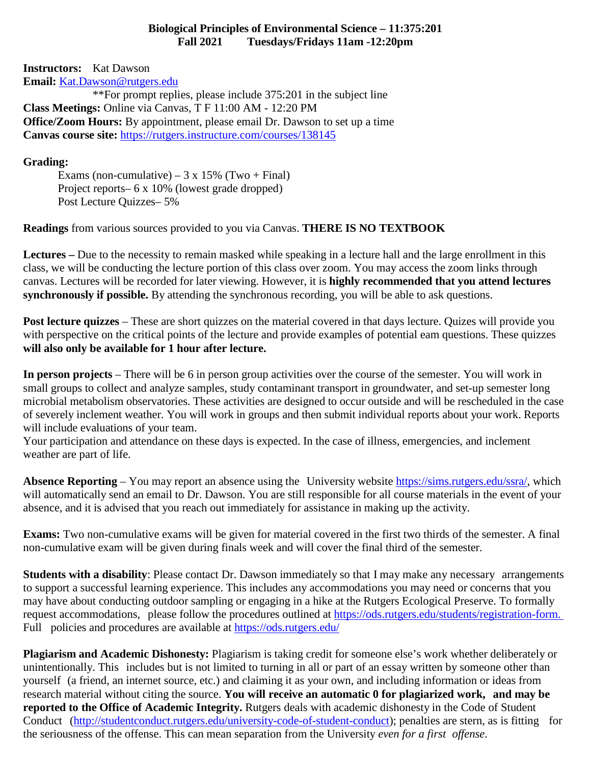# Biological Principles of Environmental Science – 11:375:201
## Fall 2021 Tuesdays/Fridays 11am -12:20pm

**Instructors:** Kat Dawson
**Email:** Kat.Dawson@rutgers.edu
**For prompt replies, please include 375:201 in the subject line
**Class Meetings:** Online via Canvas, T F 11:00 AM - 12:20 PM
**Office/Zoom Hours:** By appointment, please email Dr. Dawson to set up a time
**Canvas course site:** https://rutgers.instructure.com/courses/138145

**Grading:**

Exams (non-cumulative) – 3 x 15% (Two + Final)
Project reports– 6 x 10% (lowest grade dropped)
Post Lecture Quizzes– 5%

**Readings** from various sources provided to you via Canvas. **THERE IS NO TEXTBOOK**

**Lectures –** Due to the necessity to remain masked while speaking in a lecture hall and the large enrollment in this class, we will be conducting the lecture portion of this class over zoom. You may access the zoom links through canvas. Lectures will be recorded for later viewing. However, it is **highly recommended that you attend lectures synchronously if possible.** By attending the synchronous recording, you will be able to ask questions.

**Post lecture quizzes** – These are short quizzes on the material covered in that days lecture. Quizes will provide you with perspective on the critical points of the lecture and provide examples of potential eam questions. These quizzes **will also only be available for 1 hour after lecture.**

**In person projects** – There will be 6 in person group activities over the course of the semester. You will work in small groups to collect and analyze samples, study contaminant transport in groundwater, and set-up semester long microbial metabolism observatories. These activities are designed to occur outside and will be rescheduled in the case of severely inclement weather. You will work in groups and then submit individual reports about your work. Reports will include evaluations of your team.
Your participation and attendance on these days is expected. In the case of illness, emergencies, and inclement weather are part of life.

**Absence Reporting** – You may report an absence using the University website https://sims.rutgers.edu/ssra/, which will automatically send an email to Dr. Dawson. You are still responsible for all course materials in the event of your absence, and it is advised that you reach out immediately for assistance in making up the activity.

**Exams:** Two non-cumulative exams will be given for material covered in the first two thirds of the semester. A final non-cumulative exam will be given during finals week and will cover the final third of the semester.

**Students with a disability**: Please contact Dr. Dawson immediately so that I may make any necessary arrangements to support a successful learning experience. This includes any accommodations you may need or concerns that you may have about conducting outdoor sampling or engaging in a hike at the Rutgers Ecological Preserve. To formally request accommodations, please follow the procedures outlined at https://ods.rutgers.edu/students/registration-form. Full policies and procedures are available at https://ods.rutgers.edu/

**Plagiarism and Academic Dishonesty:** Plagiarism is taking credit for someone else's work whether deliberately or unintentionally. This includes but is not limited to turning in all or part of an essay written by someone other than yourself (a friend, an internet source, etc.) and claiming it as your own, and including information or ideas from research material without citing the source. **You will receive an automatic 0 for plagiarized work, and may be reported to the Office of Academic Integrity.** Rutgers deals with academic dishonesty in the Code of Student Conduct (http://studentconduct.rutgers.edu/university-code-of-student-conduct); penalties are stern, as is fitting for the seriousness of the offense. This can mean separation from the University *even for a first offense*.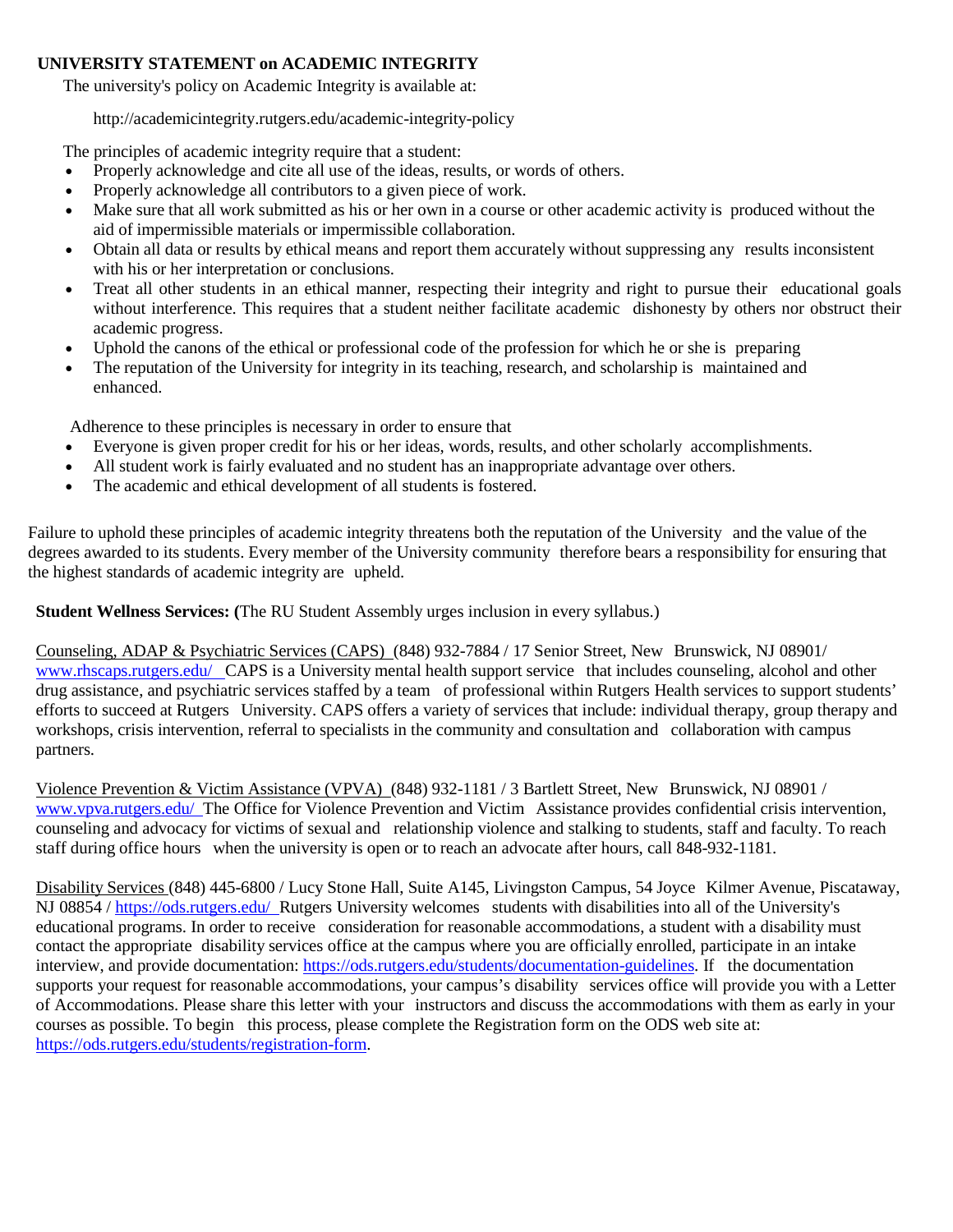**UNIVERSITY STATEMENT on ACADEMIC INTEGRITY**

The university's policy on Academic Integrity is available at:

http://academicintegrity.rutgers.edu/academic-integrity-policy

The principles of academic integrity require that a student:

- Properly acknowledge and cite all use of the ideas, results, or words of others.
- Properly acknowledge all contributors to a given piece of work.
- Make sure that all work submitted as his or her own in a course or other academic activity is produced without the aid of impermissible materials or impermissible collaboration.
- Obtain all data or results by ethical means and report them accurately without suppressing any results inconsistent with his or her interpretation or conclusions.
- Treat all other students in an ethical manner, respecting their integrity and right to pursue their educational goals without interference. This requires that a student neither facilitate academic dishonesty by others nor obstruct their academic progress.
- Uphold the canons of the ethical or professional code of the profession for which he or she is preparing
- The reputation of the University for integrity in its teaching, research, and scholarship is maintained and enhanced.

Adherence to these principles is necessary in order to ensure that

- Everyone is given proper credit for his or her ideas, words, results, and other scholarly accomplishments.
- All student work is fairly evaluated and no student has an inappropriate advantage over others.
- The academic and ethical development of all students is fostered.

Failure to uphold these principles of academic integrity threatens both the reputation of the University and the value of the degrees awarded to its students. Every member of the University community therefore bears a responsibility for ensuring that the highest standards of academic integrity are upheld.

**Student Wellness Services: (**The RU Student Assembly urges inclusion in every syllabus.)

Counseling, ADAP & Psychiatric Services (CAPS) (848) 932-7884 / 17 Senior Street, New Brunswick, NJ 08901/ www.rhscaps.rutgers.edu/ CAPS is a University mental health support service that includes counseling, alcohol and other drug assistance, and psychiatric services staffed by a team of professional within Rutgers Health services to support students' efforts to succeed at Rutgers University. CAPS offers a variety of services that include: individual therapy, group therapy and workshops, crisis intervention, referral to specialists in the community and consultation and collaboration with campus partners.

Violence Prevention & Victim Assistance (VPVA) (848) 932-1181 / 3 Bartlett Street, New Brunswick, NJ 08901 / www.vpva.rutgers.edu/ The Office for Violence Prevention and Victim Assistance provides confidential crisis intervention, counseling and advocacy for victims of sexual and relationship violence and stalking to students, staff and faculty. To reach staff during office hours when the university is open or to reach an advocate after hours, call 848-932-1181.

Disability Services (848) 445-6800 / Lucy Stone Hall, Suite A145, Livingston Campus, 54 Joyce Kilmer Avenue, Piscataway, NJ 08854 / https://ods.rutgers.edu/ Rutgers University welcomes students with disabilities into all of the University's educational programs. In order to receive consideration for reasonable accommodations, a student with a disability must contact the appropriate disability services office at the campus where you are officially enrolled, participate in an intake interview, and provide documentation: https://ods.rutgers.edu/students/documentation-guidelines. If the documentation supports your request for reasonable accommodations, your campus's disability services office will provide you with a Letter of Accommodations. Please share this letter with your instructors and discuss the accommodations with them as early in your courses as possible. To begin this process, please complete the Registration form on the ODS web site at: https://ods.rutgers.edu/students/registration-form.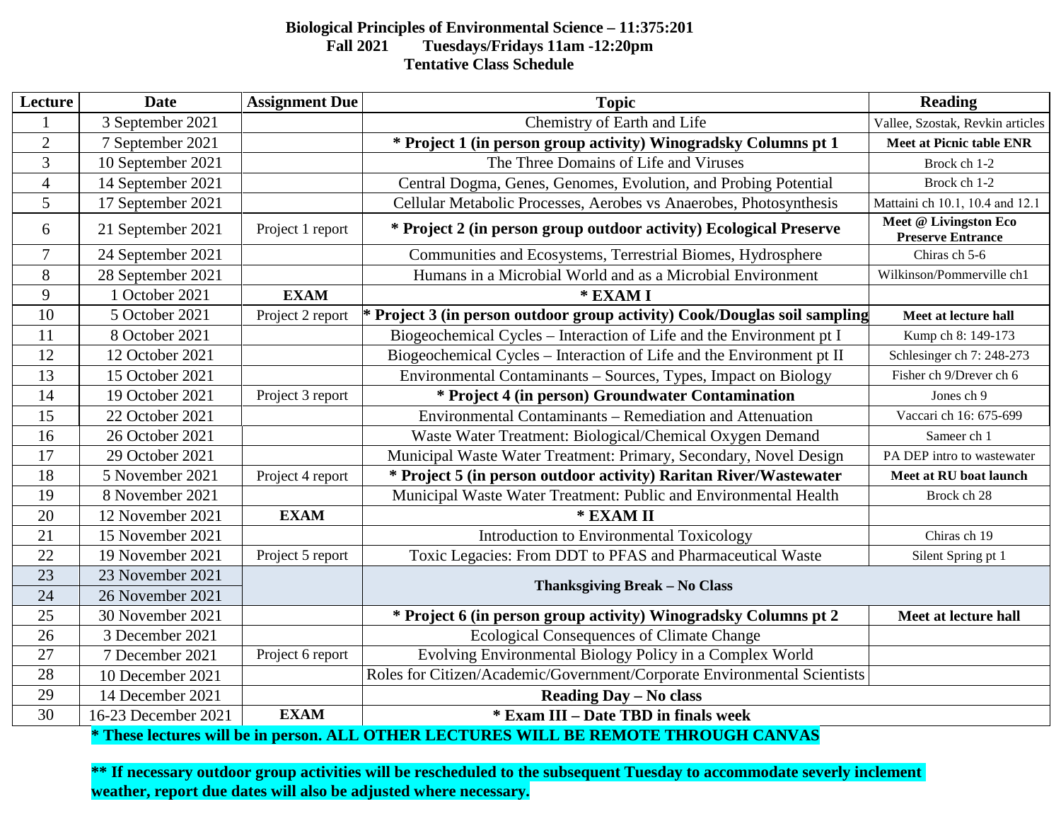**Biological Principles of Environmental Science – 11:375:201**
**Fall 2021 Tuesdays/Fridays 11am -12:20pm**
**Tentative Class Schedule**

| Lecture | Date | Assignment Due | Topic | Reading |
|---|---|---|---|---|
| 1 | 3 September 2021 | | Chemistry of Earth and Life | Vallee, Szostak, Revkin articles |
| 2 | 7 September 2021 | | **\* Project 1 (in person group activity) Winogradsky Columns pt 1** | **Meet at Picnic table ENR** |
| 3 | 10 September 2021 | | The Three Domains of Life and Viruses | Brock ch 1-2 |
| 4 | 14 September 2021 | | Central Dogma, Genes, Genomes, Evolution, and Probing Potential | Brock ch 1-2 |
| 5 | 17 September 2021 | | Cellular Metabolic Processes, Aerobes vs Anaerobes, Photosynthesis | Mattaini ch 10.1, 10.4 and 12.1 |
| 6 | 21 September 2021 | Project 1 report | **\* Project 2 (in person group outdoor activity) Ecological Preserve** | **Meet @ Livingston Eco Preserve Entrance** |
| 7 | 24 September 2021 | | Communities and Ecosystems, Terrestrial Biomes, Hydrosphere | Chiras ch 5-6 |
| 8 | 28 September 2021 | | Humans in a Microbial World and as a Microbial Environment | Wilkinson/Pommerville ch1 |
| 9 | 1 October 2021 | **EXAM** | **\* EXAM I** | |
| 10 | 5 October 2021 | Project 2 report | **\* Project 3 (in person outdoor group activity) Cook/Douglas soil sampling** | **Meet at lecture hall** |
| 11 | 8 October 2021 | | Biogeochemical Cycles – Interaction of Life and the Environment pt I | Kump ch 8: 149-173 |
| 12 | 12 October 2021 | | Biogeochemical Cycles – Interaction of Life and the Environment pt II | Schlesinger ch 7: 248-273 |
| 13 | 15 October 2021 | | Environmental Contaminants – Sources, Types, Impact on Biology | Fisher ch 9/Drever ch 6 |
| 14 | 19 October 2021 | Project 3 report | **\* Project 4 (in person) Groundwater Contamination** | Jones ch 9 |
| 15 | 22 October 2021 | | Environmental Contaminants – Remediation and Attenuation | Vaccari ch 16: 675-699 |
| 16 | 26 October 2021 | | Waste Water Treatment: Biological/Chemical Oxygen Demand | Sameer ch 1 |
| 17 | 29 October 2021 | | Municipal Waste Water Treatment: Primary, Secondary, Novel Design | PA DEP intro to wastewater |
| 18 | 5 November 2021 | Project 4 report | **\* Project 5 (in person outdoor activity) Raritan River/Wastewater** | **Meet at RU boat launch** |
| 19 | 8 November 2021 | | Municipal Waste Water Treatment: Public and Environmental Health | Brock ch 28 |
| 20 | 12 November 2021 | **EXAM** | **\* EXAM II** | |
| 21 | 15 November 2021 | | Introduction to Environmental Toxicology | Chiras ch 19 |
| 22 | 19 November 2021 | Project 5 report | Toxic Legacies: From DDT to PFAS and Pharmaceutical Waste | Silent Spring pt 1 |
| 23 | 23 November 2021 | | **Thanksgiving Break – No Class** | |
| 24 | 26 November 2021 | | | |
| 25 | 30 November 2021 | | **\* Project 6 (in person group activity) Winogradsky Columns pt 2** | **Meet at lecture hall** |
| 26 | 3 December 2021 | | Ecological Consequences of Climate Change | |
| 27 | 7 December 2021 | Project 6 report | Evolving Environmental Biology Policy in a Complex World | |
| 28 | 10 December 2021 | | Roles for Citizen/Academic/Government/Corporate Environmental Scientists | |
| 29 | 14 December 2021 | | **Reading Day – No class** | |
| 30 | 16-23 December 2021 | **EXAM** | **\* Exam III – Date TBD in finals week** | |

**\* These lectures will be in person. ALL OTHER LECTURES WILL BE REMOTE THROUGH CANVAS**

**\*\* If necessary outdoor group activities will be rescheduled to the subsequent Tuesday to accommodate severly inclement weather, report due dates will also be adjusted where necessary.**